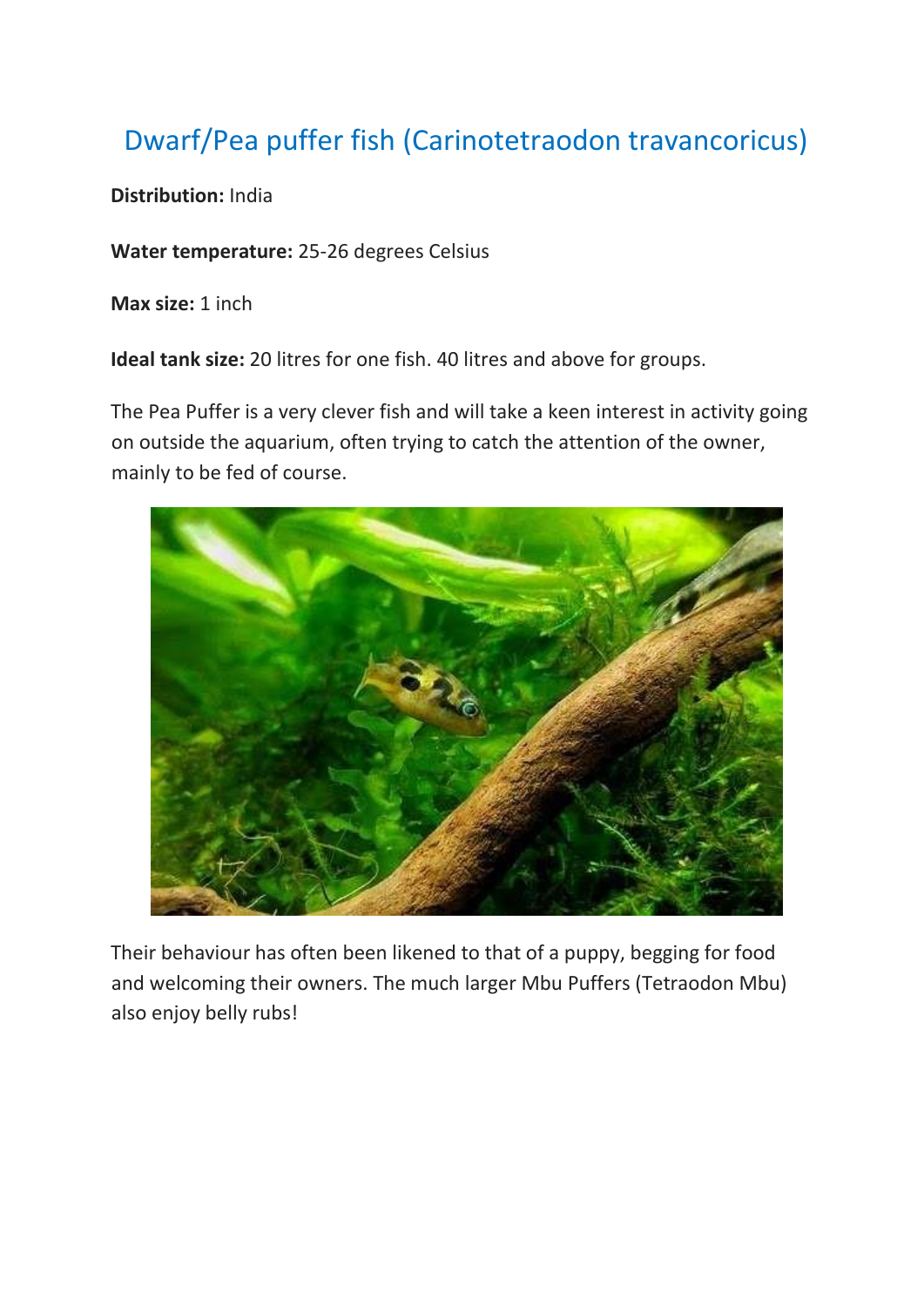# Dwarf/Pea puffer fish (Carinotetraodon travancoricus)

**Distribution:** India

**Water temperature:** 25-26 degrees Celsius

**Max size:** 1 inch

**Ideal tank size:** 20 litres for one fish. 40 litres and above for groups.

The Pea Puffer is a very clever fish and will take a keen interest in activity going on outside the aquarium, often trying to catch the attention of the owner, mainly to be fed of course.

Their behaviour has often been likened to that of a puppy, begging for food and welcoming their owners. The much larger Mbu Puffers (Tetraodon Mbu) also enjoy belly rubs!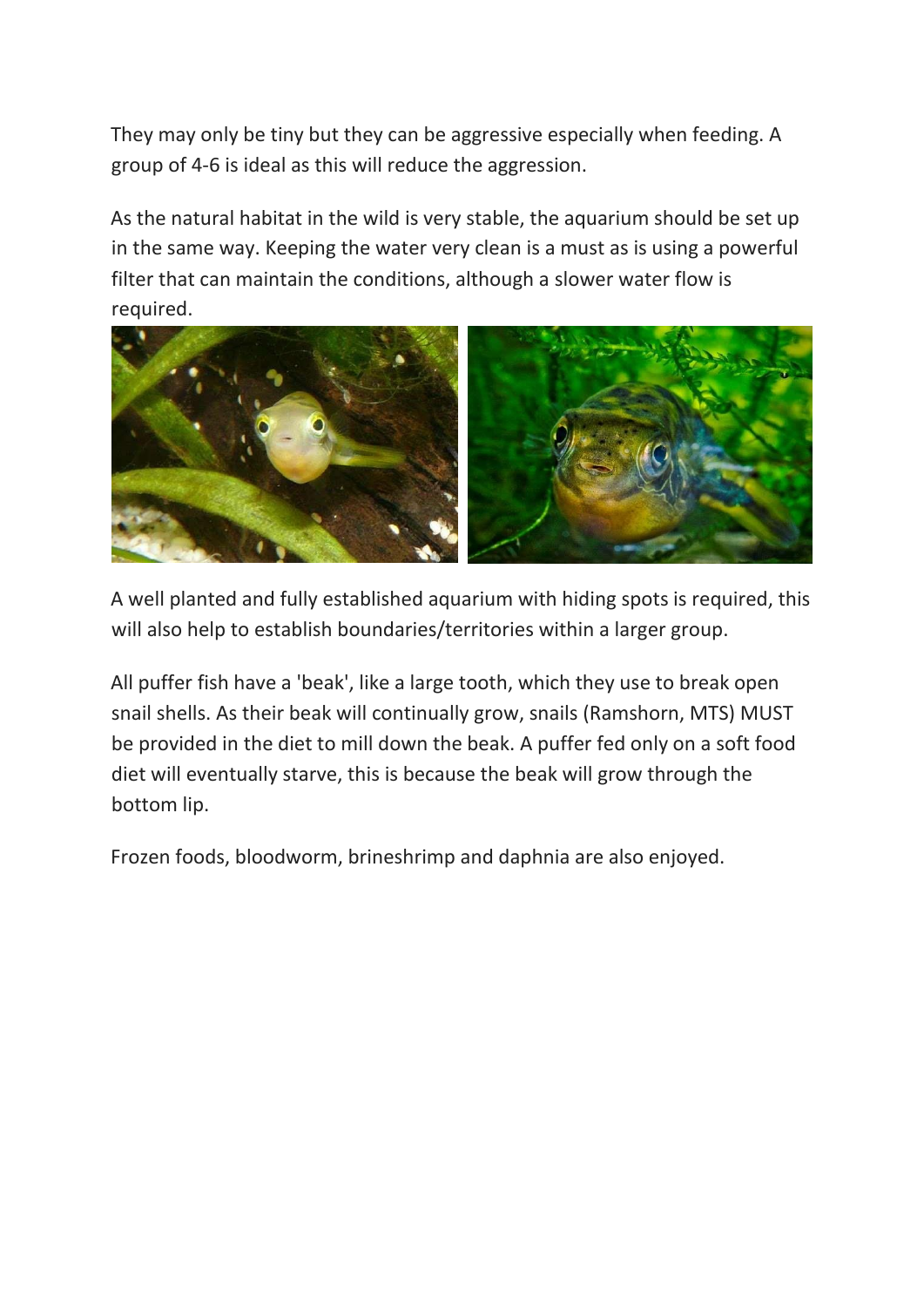They may only be tiny but they can be aggressive especially when feeding. A group of 4-6 is ideal as this will reduce the aggression.

As the natural habitat in the wild is very stable, the aquarium should be set up in the same way. Keeping the water very clean is a must as is using a powerful filter that can maintain the conditions, although a slower water flow is required.

A well planted and fully established aquarium with hiding spots is required, this will also help to establish boundaries/territories within a larger group.

All puffer fish have a 'beak', like a large tooth, which they use to break open snail shells. As their beak will continually grow, snails (Ramshorn, MTS) MUST be provided in the diet to mill down the beak. A puffer fed only on a soft food diet will eventually starve, this is because the beak will grow through the bottom lip.

Frozen foods, bloodworm, brineshrimp and daphnia are also enjoyed.